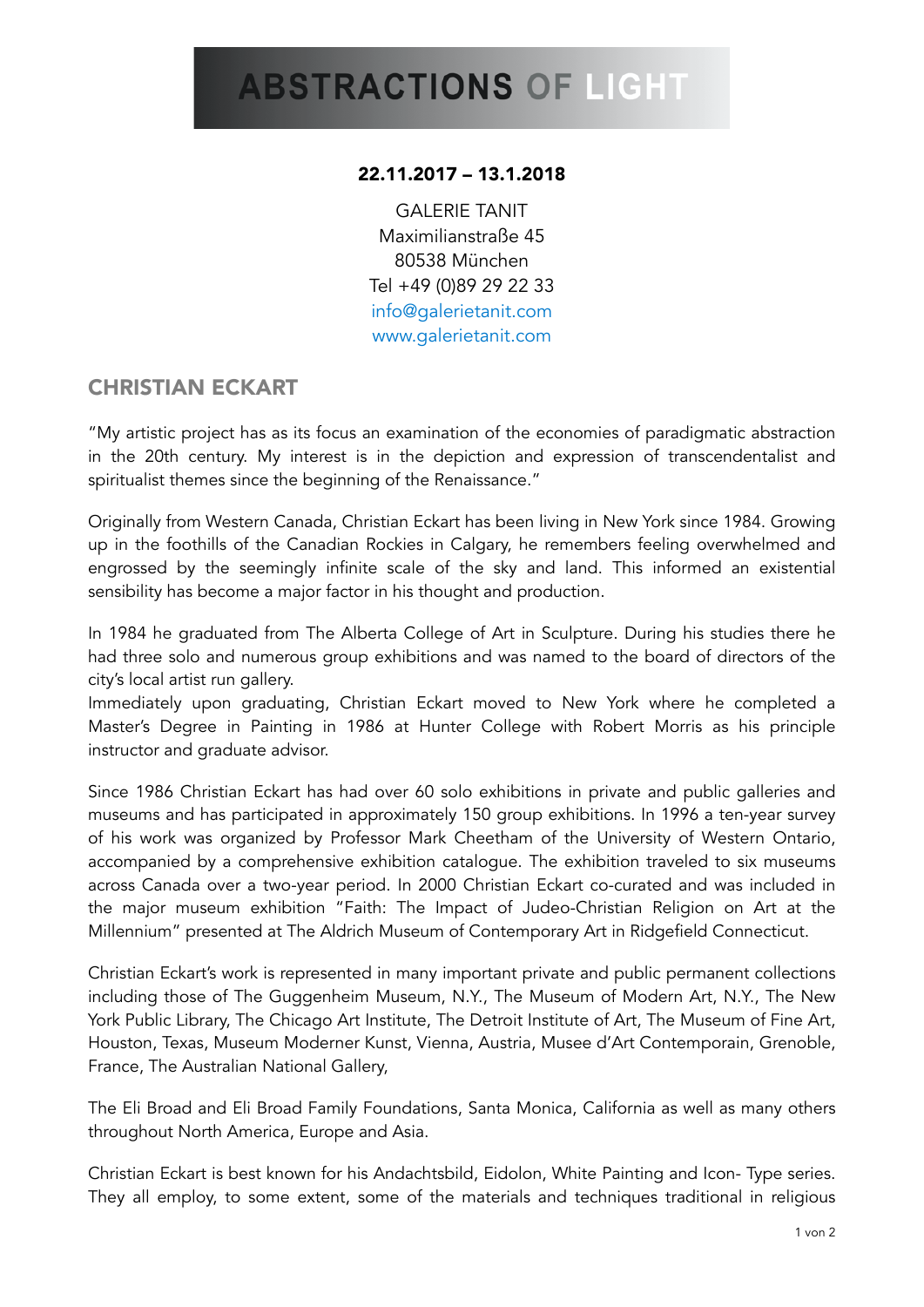# ABSTRACTIONS OF LIGHT

**22.11.2017 – 13.1.2018**

GALERIE TANIT
Maximilianstraße 45
80538 München
Tel +49 (0)89 29 22 33
info@galerietanit.com
www.galerietanit.com

## CHRISTIAN ECKART

"My artistic project has as its focus an examination of the economies of paradigmatic abstraction in the 20th century. My interest is in the depiction and expression of transcendentalist and spiritualist themes since the beginning of the Renaissance."

Originally from Western Canada, Christian Eckart has been living in New York since 1984. Growing up in the foothills of the Canadian Rockies in Calgary, he remembers feeling overwhelmed and engrossed by the seemingly infinite scale of the sky and land. This informed an existential sensibility has become a major factor in his thought and production.

In 1984 he graduated from The Alberta College of Art in Sculpture. During his studies there he had three solo and numerous group exhibitions and was named to the board of directors of the city's local artist run gallery.
Immediately upon graduating, Christian Eckart moved to New York where he completed a Master's Degree in Painting in 1986 at Hunter College with Robert Morris as his principle instructor and graduate advisor.

Since 1986 Christian Eckart has had over 60 solo exhibitions in private and public galleries and museums and has participated in approximately 150 group exhibitions. In 1996 a ten-year survey of his work was organized by Professor Mark Cheetham of the University of Western Ontario, accompanied by a comprehensive exhibition catalogue. The exhibition traveled to six museums across Canada over a two-year period. In 2000 Christian Eckart co-curated and was included in the major museum exhibition "Faith: The Impact of Judeo-Christian Religion on Art at the Millennium" presented at The Aldrich Museum of Contemporary Art in Ridgefield Connecticut.

Christian Eckart's work is represented in many important private and public permanent collections including those of The Guggenheim Museum, N.Y., The Museum of Modern Art, N.Y., The New York Public Library, The Chicago Art Institute, The Detroit Institute of Art, The Museum of Fine Art, Houston, Texas, Museum Moderner Kunst, Vienna, Austria, Musee d'Art Contemporain, Grenoble, France, The Australian National Gallery,

The Eli Broad and Eli Broad Family Foundations, Santa Monica, California as well as many others throughout North America, Europe and Asia.

Christian Eckart is best known for his Andachtsbild, Eidolon, White Painting and Icon- Type series. They all employ, to some extent, some of the materials and techniques traditional in religious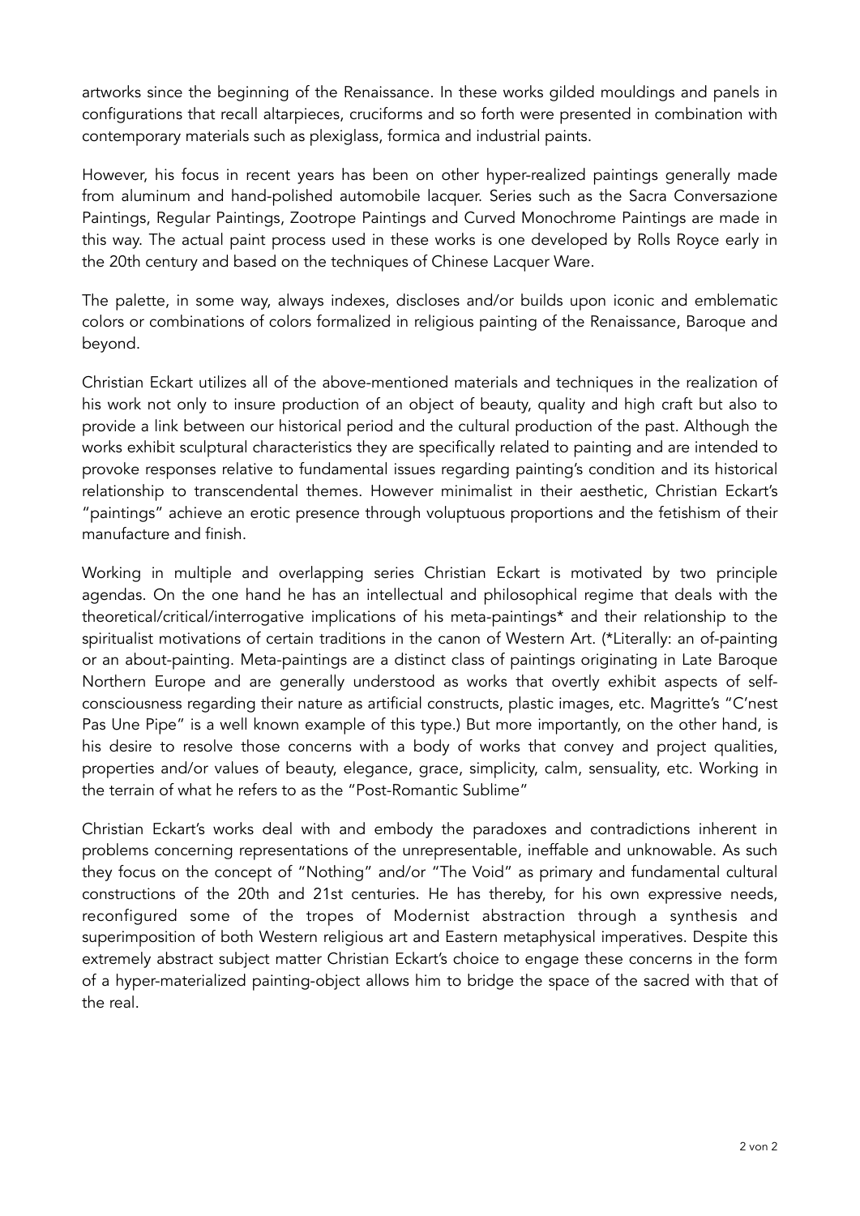artworks since the beginning of the Renaissance. In these works gilded mouldings and panels in configurations that recall altarpieces, cruciforms and so forth were presented in combination with contemporary materials such as plexiglass, formica and industrial paints.

However, his focus in recent years has been on other hyper-realized paintings generally made from aluminum and hand-polished automobile lacquer. Series such as the Sacra Conversazione Paintings, Regular Paintings, Zootrope Paintings and Curved Monochrome Paintings are made in this way. The actual paint process used in these works is one developed by Rolls Royce early in the 20th century and based on the techniques of Chinese Lacquer Ware.

The palette, in some way, always indexes, discloses and/or builds upon iconic and emblematic colors or combinations of colors formalized in religious painting of the Renaissance, Baroque and beyond.

Christian Eckart utilizes all of the above-mentioned materials and techniques in the realization of his work not only to insure production of an object of beauty, quality and high craft but also to provide a link between our historical period and the cultural production of the past. Although the works exhibit sculptural characteristics they are specifically related to painting and are intended to provoke responses relative to fundamental issues regarding painting's condition and its historical relationship to transcendental themes. However minimalist in their aesthetic, Christian Eckart's "paintings" achieve an erotic presence through voluptuous proportions and the fetishism of their manufacture and finish.

Working in multiple and overlapping series Christian Eckart is motivated by two principle agendas. On the one hand he has an intellectual and philosophical regime that deals with the theoretical/critical/interrogative implications of his meta-paintings* and their relationship to the spiritualist motivations of certain traditions in the canon of Western Art. (*Literally: an of-painting or an about-painting. Meta-paintings are a distinct class of paintings originating in Late Baroque Northern Europe and are generally understood as works that overtly exhibit aspects of self-consciousness regarding their nature as artificial constructs, plastic images, etc. Magritte's "C'nest Pas Une Pipe" is a well known example of this type.) But more importantly, on the other hand, is his desire to resolve those concerns with a body of works that convey and project qualities, properties and/or values of beauty, elegance, grace, simplicity, calm, sensuality, etc. Working in the terrain of what he refers to as the "Post-Romantic Sublime"

Christian Eckart's works deal with and embody the paradoxes and contradictions inherent in problems concerning representations of the unrepresentable, ineffable and unknowable. As such they focus on the concept of "Nothing" and/or "The Void" as primary and fundamental cultural constructions of the 20th and 21st centuries. He has thereby, for his own expressive needs, reconfigured some of the tropes of Modernist abstraction through a synthesis and superimposition of both Western religious art and Eastern metaphysical imperatives. Despite this extremely abstract subject matter Christian Eckart's choice to engage these concerns in the form of a hyper-materialized painting-object allows him to bridge the space of the sacred with that of the real.